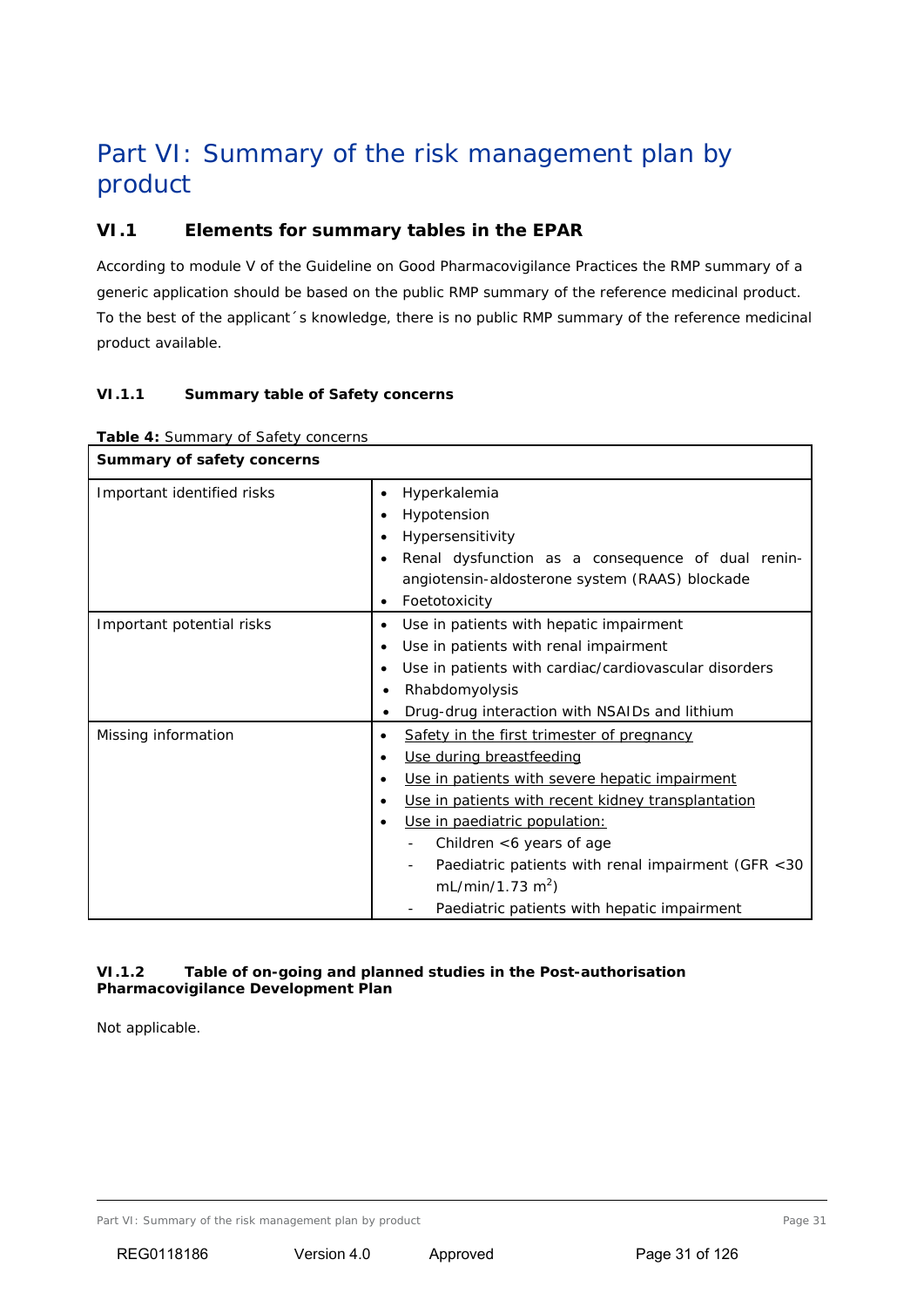# Part VI: Summary of the risk management plan by product

## VI.1 Elements for summary tables in the EPAR

According to module V of the Guideline on Good Pharmacovigilance Practices the RMP summary of a generic application should be based on the public RMP summary of the reference medicinal product. To the best of the applicant´s knowledge, there is no public RMP summary of the reference medicinal product available.

### VI.1.1 Summary table of Safety concerns

**Table 4:** Summary of Safety concerns

| **Summary of safety concerns** | |
|---|---|
| Important identified risks | • Hyperkalemia<br>• Hypotension<br>• Hypersensitivity<br>• Renal dysfunction as a consequence of dual renin-angiotensin-aldosterone system (RAAS) blockade<br>• Foetotoxicity |
| Important potential risks | • Use in patients with hepatic impairment<br>• Use in patients with renal impairment<br>• Use in patients with cardiac/cardiovascular disorders<br>• Rhabdomyolysis<br>• Drug-drug interaction with NSAIDs and lithium |
| Missing information | • Safety in the first trimester of pregnancy<br>• Use during breastfeeding<br>• Use in patients with severe hepatic impairment<br>• Use in patients with recent kidney transplantation<br>• Use in paediatric population:<br>  - Children <6 years of age<br>  - Paediatric patients with renal impairment (GFR <30 mL/min/1.73 $m^2$)<br>  - Paediatric patients with hepatic impairment |

### VI.1.2 Table of on-going and planned studies in the Post-authorisation Pharmacovigilance Development Plan

Not applicable.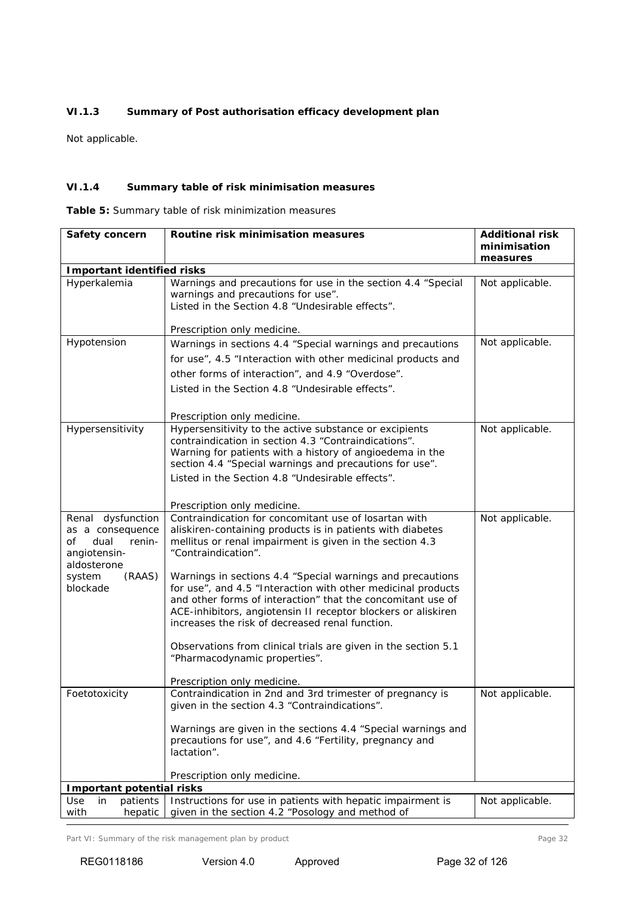### VI.1.3 Summary of Post authorisation efficacy development plan

Not applicable.

### VI.1.4 Summary table of risk minimisation measures

**Table 5:** Summary table of risk minimization measures

| Safety concern | Routine risk minimisation measures | Additional risk minimisation measures |
|---|---|---|
| **Important identified risks** | | |
| Hyperkalemia | Warnings and precautions for use in the section 4.4 "Special warnings and precautions for use".<br>Listed in the Section 4.8 "Undesirable effects".<br><br>Prescription only medicine. | Not applicable. |
| Hypotension | Warnings in sections 4.4 "Special warnings and precautions for use", 4.5 "Interaction with other medicinal products and other forms of interaction", and 4.9 "Overdose".<br>Listed in the Section 4.8 "Undesirable effects".<br><br>Prescription only medicine. | Not applicable. |
| Hypersensitivity | Hypersensitivity to the active substance or excipients contraindication in section 4.3 "Contraindications".<br>Warning for patients with a history of angioedema in the section 4.4 "Special warnings and precautions for use".<br>Listed in the Section 4.8 "Undesirable effects".<br><br>Prescription only medicine. | Not applicable. |
| Renal dysfunction as a consequence of dual renin-angiotensin-aldosterone system (RAAS) blockade | Contraindication for concomitant use of losartan with aliskiren-containing products is in patients with diabetes mellitus or renal impairment is given in the section 4.3 "Contraindication".<br><br>Warnings in sections 4.4 "Special warnings and precautions for use", and 4.5 "Interaction with other medicinal products and other forms of interaction" that the concomitant use of ACE-inhibitors, angiotensin II receptor blockers or aliskiren increases the risk of decreased renal function.<br><br>Observations from clinical trials are given in the section 5.1 "Pharmacodynamic properties".<br><br>Prescription only medicine. | Not applicable. |
| Foetotoxicity | Contraindication in 2nd and 3rd trimester of pregnancy is given in the section 4.3 "Contraindications".<br><br>Warnings are given in the sections 4.4 "Special warnings and precautions for use", and 4.6 "Fertility, pregnancy and lactation".<br><br>Prescription only medicine. | Not applicable. |
| **Important potential risks** | | |
| Use in patients with hepatic | Instructions for use in patients with hepatic impairment is given in the section 4.2 "Posology and method of | Not applicable. |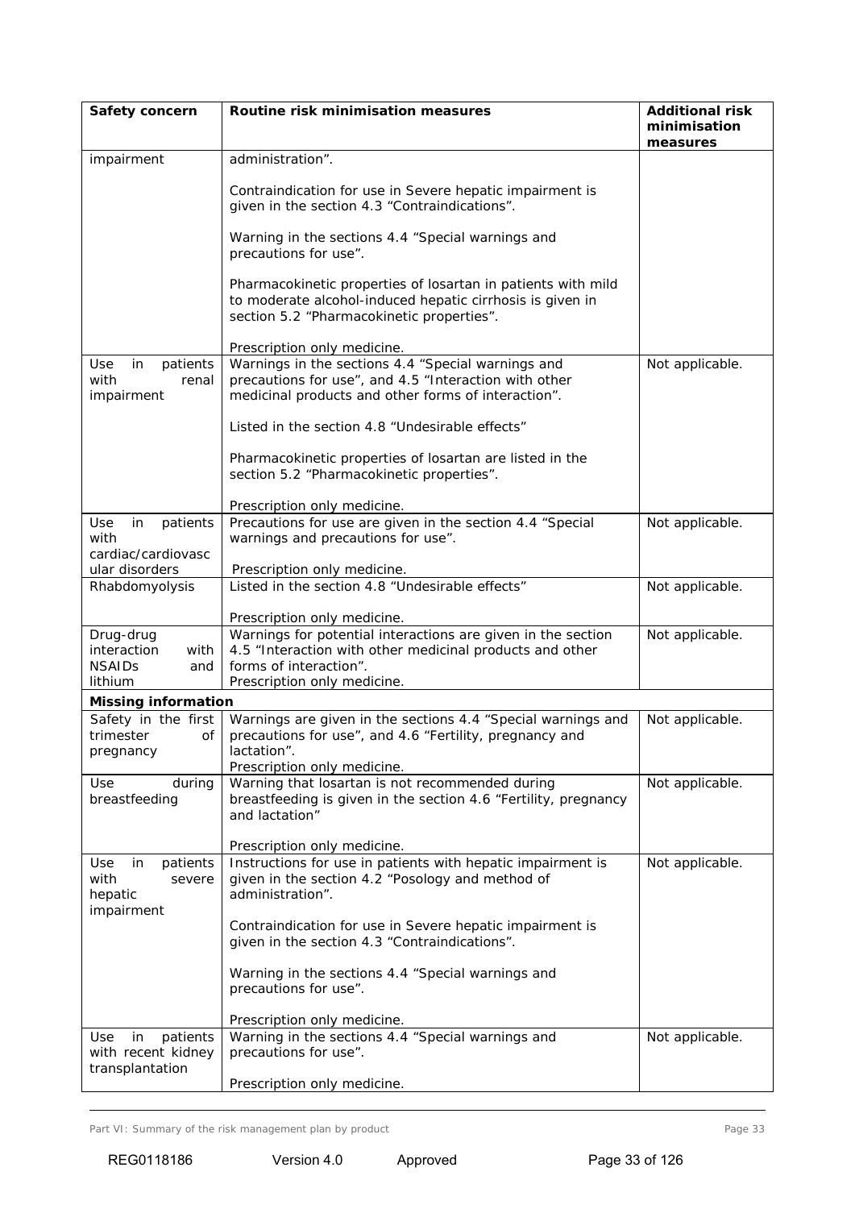| Safety concern | Routine risk minimisation measures | Additional risk minimisation measures |
| --- | --- | --- |
| impairment | administration".<br><br>Contraindication for use in Severe hepatic impairment is given in the section 4.3 "Contraindications".<br><br>Warning in the sections 4.4 "Special warnings and precautions for use".<br><br>Pharmacokinetic properties of losartan in patients with mild to moderate alcohol-induced hepatic cirrhosis is given in section 5.2 "Pharmacokinetic properties".<br><br>Prescription only medicine. | |
| Use in patients with renal impairment | Warnings in the sections 4.4 "Special warnings and precautions for use", and 4.5 "Interaction with other medicinal products and other forms of interaction".<br><br>Listed in the section 4.8 "Undesirable effects"<br><br>Pharmacokinetic properties of losartan are listed in the section 5.2 "Pharmacokinetic properties".<br><br>Prescription only medicine. | Not applicable. |
| Use in patients with cardiac/cardiovascular disorders | Precautions for use are given in the section 4.4 "Special warnings and precautions for use".<br><br>Prescription only medicine. | Not applicable. |
| Rhabdomyolysis | Listed in the section 4.8 "Undesirable effects"<br><br>Prescription only medicine. | Not applicable. |
| Drug-drug interaction with NSAIDs and lithium | Warnings for potential interactions are given in the section 4.5 "Interaction with other medicinal products and other forms of interaction".<br>Prescription only medicine. | Not applicable. |
| **Missing information** | | |
| Safety in the first trimester of pregnancy | Warnings are given in the sections 4.4 "Special warnings and precautions for use", and 4.6 "Fertility, pregnancy and lactation".<br>Prescription only medicine. | Not applicable. |
| Use during breastfeeding | Warning that losartan is not recommended during breastfeeding is given in the section 4.6 "Fertility, pregnancy and lactation"<br><br>Prescription only medicine. | Not applicable. |
| Use in patients with severe hepatic impairment | Instructions for use in patients with hepatic impairment is given in the section 4.2 "Posology and method of administration".<br><br>Contraindication for use in Severe hepatic impairment is given in the section 4.3 "Contraindications".<br><br>Warning in the sections 4.4 "Special warnings and precautions for use".<br><br>Prescription only medicine. | Not applicable. |
| Use in patients with recent kidney transplantation | Warning in the sections 4.4 "Special warnings and precautions for use".<br><br>Prescription only medicine. | Not applicable. |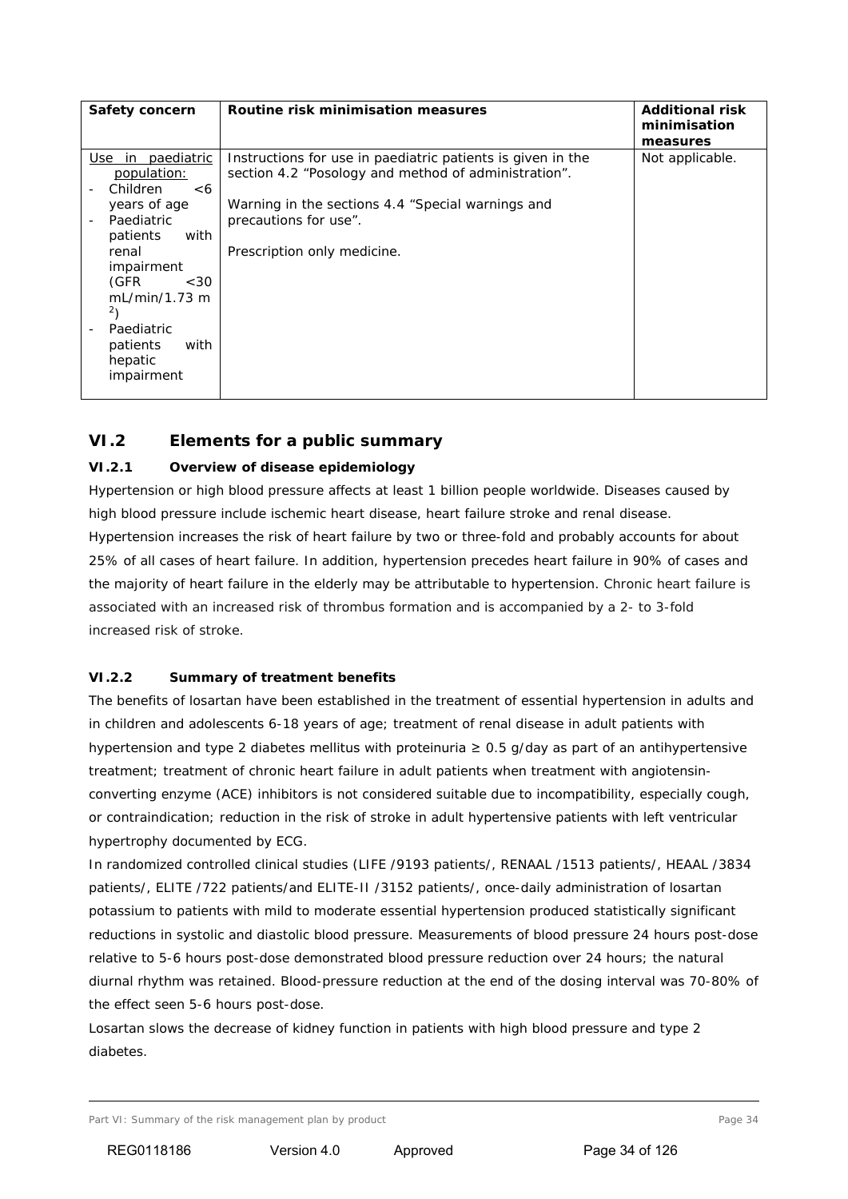| Safety concern | Routine risk minimisation measures | Additional risk minimisation measures |
|---|---|---|
| Use in paediatric population:<br>- Children <6 years of age<br>- Paediatric patients with renal impairment (GFR <30 mL/min/1.73 m$^2$)<br>- Paediatric patients with hepatic impairment | Instructions for use in paediatric patients is given in the section 4.2 "Posology and method of administration".<br><br>Warning in the sections 4.4 "Special warnings and precautions for use".<br><br>Prescription only medicine. | Not applicable. |

## VI.2 Elements for a public summary

### VI.2.1 Overview of disease epidemiology

Hypertension or high blood pressure affects at least 1 billion people worldwide. Diseases caused by high blood pressure include ischemic heart disease, heart failure stroke and renal disease. Hypertension increases the risk of heart failure by two or three-fold and probably accounts for about 25% of all cases of heart failure. In addition, hypertension precedes heart failure in 90% of cases and the majority of heart failure in the elderly may be attributable to hypertension. Chronic heart failure is associated with an increased risk of thrombus formation and is accompanied by a 2- to 3-fold increased risk of stroke.

### VI.2.2 Summary of treatment benefits

The benefits of losartan have been established in the treatment of essential hypertension in adults and in children and adolescents 6-18 years of age; treatment of renal disease in adult patients with hypertension and type 2 diabetes mellitus with proteinuria ≥ 0.5 g/day as part of an antihypertensive treatment; treatment of chronic heart failure in adult patients when treatment with angiotensin-converting enzyme (ACE) inhibitors is not considered suitable due to incompatibility, especially cough, or contraindication; reduction in the risk of stroke in adult hypertensive patients with left ventricular hypertrophy documented by ECG.

In randomized controlled clinical studies (LIFE /9193 patients/, RENAAL /1513 patients/, HEAAL /3834 patients/, ELITE /722 patients/and ELITE-II /3152 patients/, once-daily administration of losartan potassium to patients with mild to moderate essential hypertension produced statistically significant reductions in systolic and diastolic blood pressure. Measurements of blood pressure 24 hours post-dose relative to 5-6 hours post-dose demonstrated blood pressure reduction over 24 hours; the natural diurnal rhythm was retained. Blood-pressure reduction at the end of the dosing interval was 70-80% of the effect seen 5-6 hours post-dose.

Losartan slows the decrease of kidney function in patients with high blood pressure and type 2 diabetes.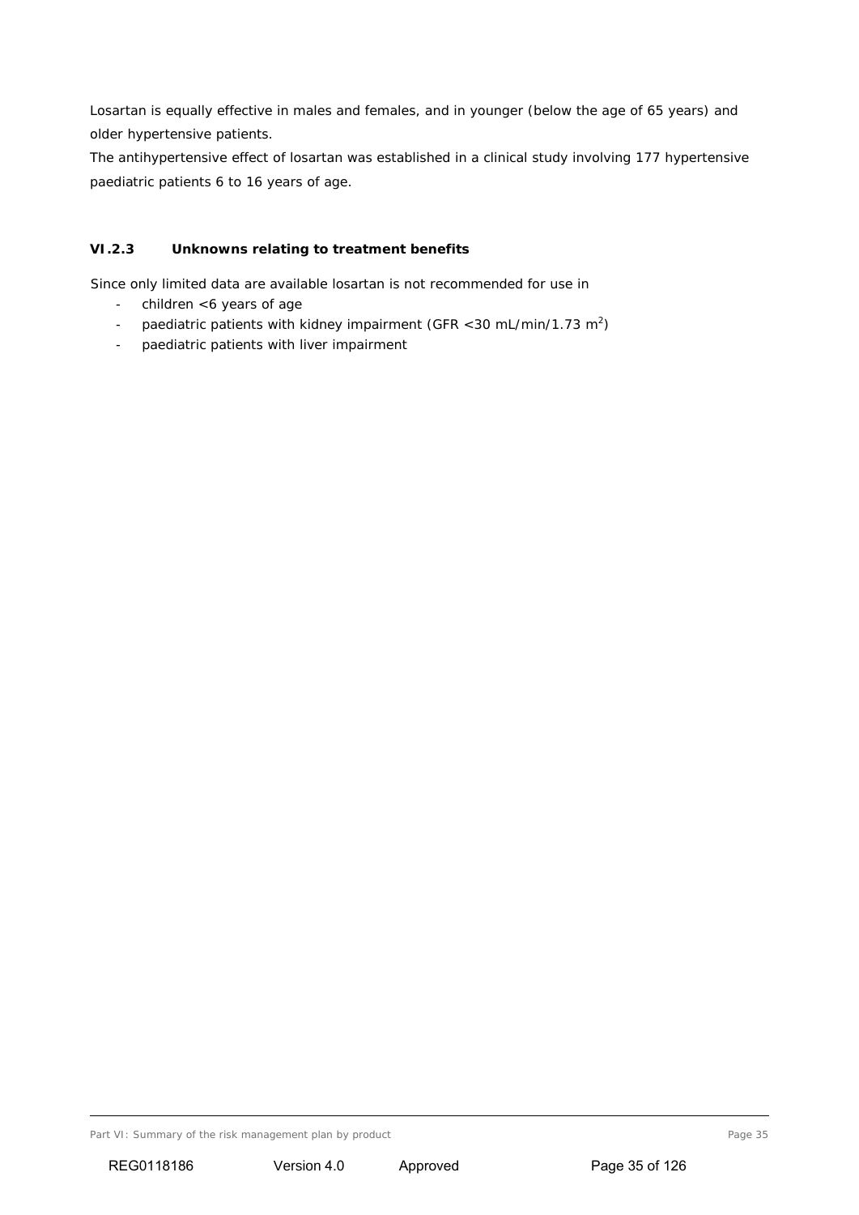Losartan is equally effective in males and females, and in younger (below the age of 65 years) and older hypertensive patients.

The antihypertensive effect of losartan was established in a clinical study involving 177 hypertensive paediatric patients 6 to 16 years of age.

### VI.2.3 Unknowns relating to treatment benefits

Since only limited data are available losartan is not recommended for use in

- children <6 years of age
- paediatric patients with kidney impairment (GFR <30 mL/min/1.73 $m^2$)
- paediatric patients with liver impairment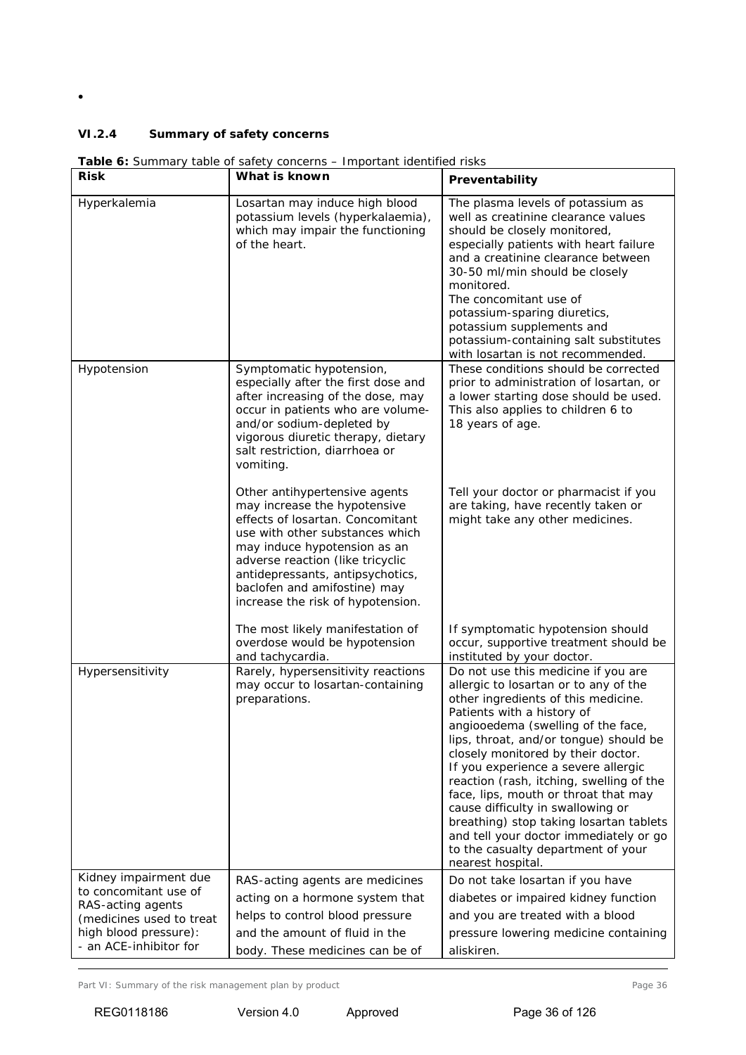•

### VI.2.4 Summary of safety concerns

**Table 6:** Summary table of safety concerns – Important identified risks

| Risk | What is known | Preventability |
|---|---|---|
| Hyperkalemia | Losartan may induce high blood potassium levels (hyperkalaemia), which may impair the functioning of the heart. | The plasma levels of potassium as well as creatinine clearance values should be closely monitored, especially patients with heart failure and a creatinine clearance between 30-50 ml/min should be closely monitored.<br>The concomitant use of potassium-sparing diuretics, potassium supplements and potassium-containing salt substitutes with losartan is not recommended. |
| Hypotension | Symptomatic hypotension, especially after the first dose and after increasing of the dose, may occur in patients who are volume- and/or sodium-depleted by vigorous diuretic therapy, dietary salt restriction, diarrhoea or vomiting. | These conditions should be corrected prior to administration of losartan, or a lower starting dose should be used. This also applies to children 6 to 18 years of age. |
| | Other antihypertensive agents may increase the hypotensive effects of losartan. Concomitant use with other substances which may induce hypotension as an adverse reaction (like tricyclic antidepressants, antipsychotics, baclofen and amifostine) may increase the risk of hypotension. | Tell your doctor or pharmacist if you are taking, have recently taken or might take any other medicines. |
| | The most likely manifestation of overdose would be hypotension and tachycardia. | If symptomatic hypotension should occur, supportive treatment should be instituted by your doctor. |
| Hypersensitivity | Rarely, hypersensitivity reactions may occur to losartan-containing preparations. | Do not use this medicine if you are allergic to losartan or to any of the other ingredients of this medicine.<br>Patients with a history of angiooedema (swelling of the face, lips, throat, and/or tongue) should be closely monitored by their doctor.<br>If you experience a severe allergic reaction (rash, itching, swelling of the face, lips, mouth or throat that may cause difficulty in swallowing or breathing) stop taking losartan tablets and tell your doctor immediately or go to the casualty department of your nearest hospital. |
| Kidney impairment due to concomitant use of RAS-acting agents (medicines used to treat high blood pressure):<br>- an ACE-inhibitor for | RAS-acting agents are medicines acting on a hormone system that helps to control blood pressure and the amount of fluid in the body. These medicines can be of | Do not take losartan if you have diabetes or impaired kidney function and you are treated with a blood pressure lowering medicine containing aliskiren. |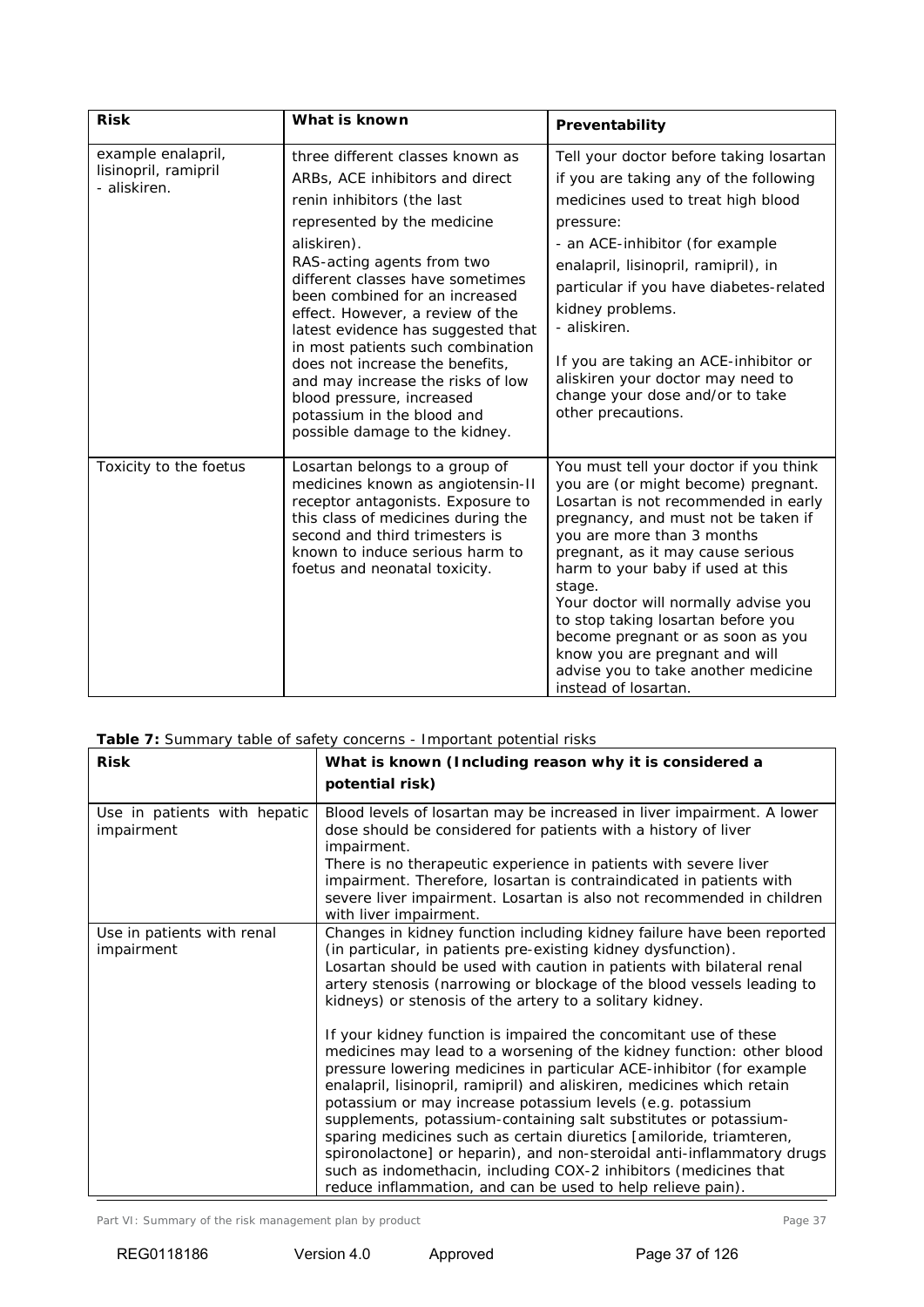| Risk | What is known | Preventability |
|---|---|---|
| example enalapril, lisinopril, ramipril - aliskiren. | three different classes known as ARBs, ACE inhibitors and direct renin inhibitors (the last represented by the medicine aliskiren). RAS-acting agents from two different classes have sometimes been combined for an increased effect. However, a review of the latest evidence has suggested that in most patients such combination does not increase the benefits, and may increase the risks of low blood pressure, increased potassium in the blood and possible damage to the kidney. | Tell your doctor before taking losartan if you are taking any of the following medicines used to treat high blood pressure:<br>- an ACE-inhibitor (for example enalapril, lisinopril, ramipril), in particular if you have diabetes-related kidney problems.<br>- aliskiren.<br><br>If you are taking an ACE-inhibitor or aliskiren your doctor may need to change your dose and/or to take other precautions. |
| Toxicity to the foetus | Losartan belongs to a group of medicines known as angiotensin-II receptor antagonists. Exposure to this class of medicines during the second and third trimesters is known to induce serious harm to foetus and neonatal toxicity. | You must tell your doctor if you think you are (or might become) pregnant. Losartan is not recommended in early pregnancy, and must not be taken if you are more than 3 months pregnant, as it may cause serious harm to your baby if used at this stage.<br>Your doctor will normally advise you to stop taking losartan before you become pregnant or as soon as you know you are pregnant and will advise you to take another medicine instead of losartan. |

**Table 7:** Summary table of safety concerns - Important potential risks

| Risk | What is known (Including reason why it is considered a potential risk) |
|---|---|
| Use in patients with hepatic impairment | Blood levels of losartan may be increased in liver impairment. A lower dose should be considered for patients with a history of liver impairment.<br>There is no therapeutic experience in patients with severe liver impairment. Therefore, losartan is contraindicated in patients with severe liver impairment. Losartan is also not recommended in children with liver impairment. |
| Use in patients with renal impairment | Changes in kidney function including kidney failure have been reported (in particular, in patients pre-existing kidney dysfunction).<br>Losartan should be used with caution in patients with bilateral renal artery stenosis (narrowing or blockage of the blood vessels leading to kidneys) or stenosis of the artery to a solitary kidney.<br><br>If your kidney function is impaired the concomitant use of these medicines may lead to a worsening of the kidney function: other blood pressure lowering medicines in particular ACE-inhibitor (for example enalapril, lisinopril, ramipril) and aliskiren, medicines which retain potassium or may increase potassium levels (e.g. potassium supplements, potassium-containing salt substitutes or potassium-sparing medicines such as certain diuretics [amiloride, triamteren, spironolactone] or heparin), and non-steroidal anti-inflammatory drugs such as indomethacin, including COX-2 inhibitors (medicines that reduce inflammation, and can be used to help relieve pain). |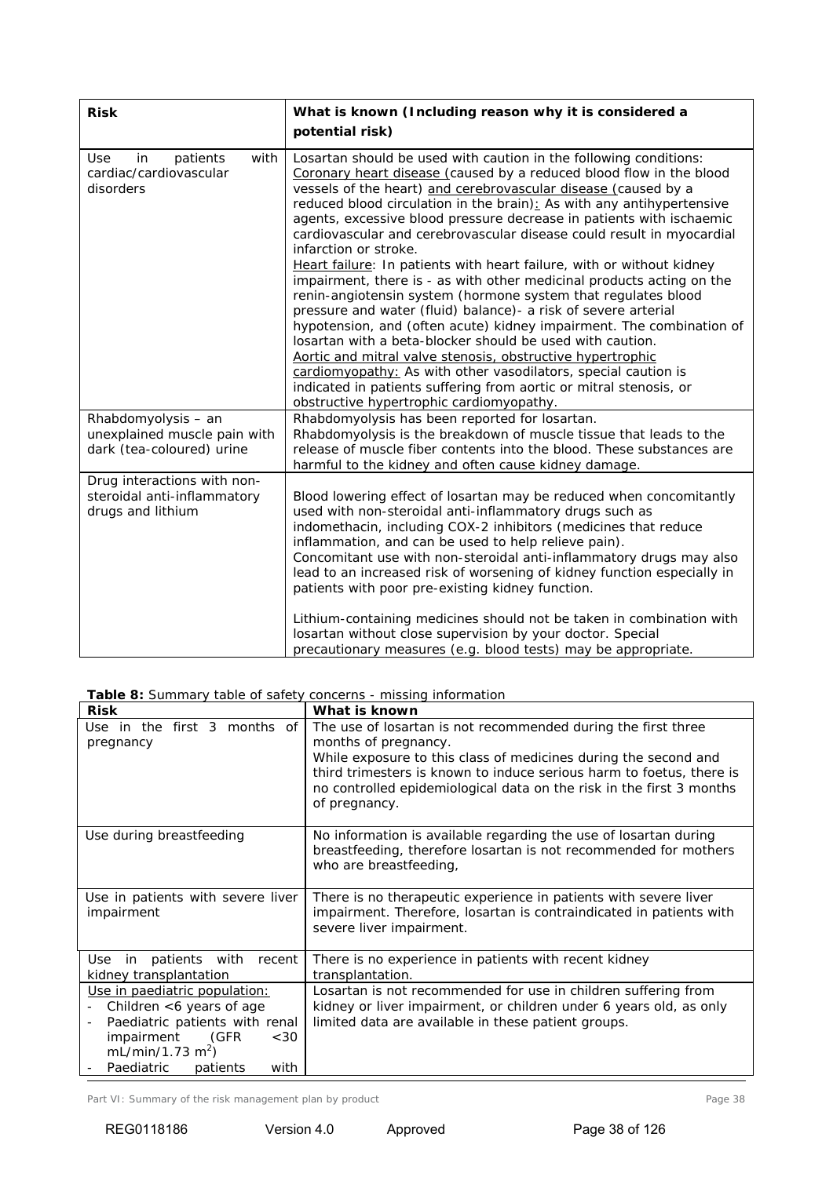| Risk | What is known (Including reason why it is considered a potential risk) |
|---|---|
| Use in patients with cardiac/cardiovascular disorders | Losartan should be used with caution in the following conditions: Coronary heart disease (caused by a reduced blood flow in the blood vessels of the heart) and cerebrovascular disease (caused by a reduced blood circulation in the brain): As with any antihypertensive agents, excessive blood pressure decrease in patients with ischaemic cardiovascular and cerebrovascular disease could result in myocardial infarction or stroke. Heart failure: In patients with heart failure, with or without kidney impairment, there is - as with other medicinal products acting on the renin-angiotensin system (hormone system that regulates blood pressure and water (fluid) balance)- a risk of severe arterial hypotension, and (often acute) kidney impairment. The combination of losartan with a beta-blocker should be used with caution. Aortic and mitral valve stenosis, obstructive hypertrophic cardiomyopathy: As with other vasodilators, special caution is indicated in patients suffering from aortic or mitral stenosis, or obstructive hypertrophic cardiomyopathy. |
| Rhabdomyolysis – an unexplained muscle pain with dark (tea-coloured) urine | Rhabdomyolysis has been reported for losartan. Rhabdomyolysis is the breakdown of muscle tissue that leads to the release of muscle fiber contents into the blood. These substances are harmful to the kidney and often cause kidney damage. |
| Drug interactions with non-steroidal anti-inflammatory drugs and lithium | Blood lowering effect of losartan may be reduced when concomitantly used with non-steroidal anti-inflammatory drugs such as indomethacin, including COX-2 inhibitors (medicines that reduce inflammation, and can be used to help relieve pain). Concomitant use with non-steroidal anti-inflammatory drugs may also lead to an increased risk of worsening of kidney function especially in patients with poor pre-existing kidney function.<br><br>Lithium-containing medicines should not be taken in combination with losartan without close supervision by your doctor. Special precautionary measures (e.g. blood tests) may be appropriate. |

**Table 8:** Summary table of safety concerns - missing information

| Risk | What is known |
|---|---|
| Use in the first 3 months of pregnancy | The use of losartan is not recommended during the first three months of pregnancy. While exposure to this class of medicines during the second and third trimesters is known to induce serious harm to foetus, there is no controlled epidemiological data on the risk in the first 3 months of pregnancy. |
| Use during breastfeeding | No information is available regarding the use of losartan during breastfeeding, therefore losartan is not recommended for mothers who are breastfeeding, |
| Use in patients with severe liver impairment | There is no therapeutic experience in patients with severe liver impairment. Therefore, losartan is contraindicated in patients with severe liver impairment. |
| Use in patients with recent kidney transplantation | There is no experience in patients with recent kidney transplantation. |
| Use in paediatric population:<br>- Children <6 years of age<br>- Paediatric patients with renal impairment (GFR <30 mL/min/1.73 $m^2$)<br>- Paediatric patients with | Losartan is not recommended for use in children suffering from kidney or liver impairment, or children under 6 years old, as only limited data are available in these patient groups. |

Part VI: Summary of the risk management plan by product

REG0118186 Version 4.0 Approved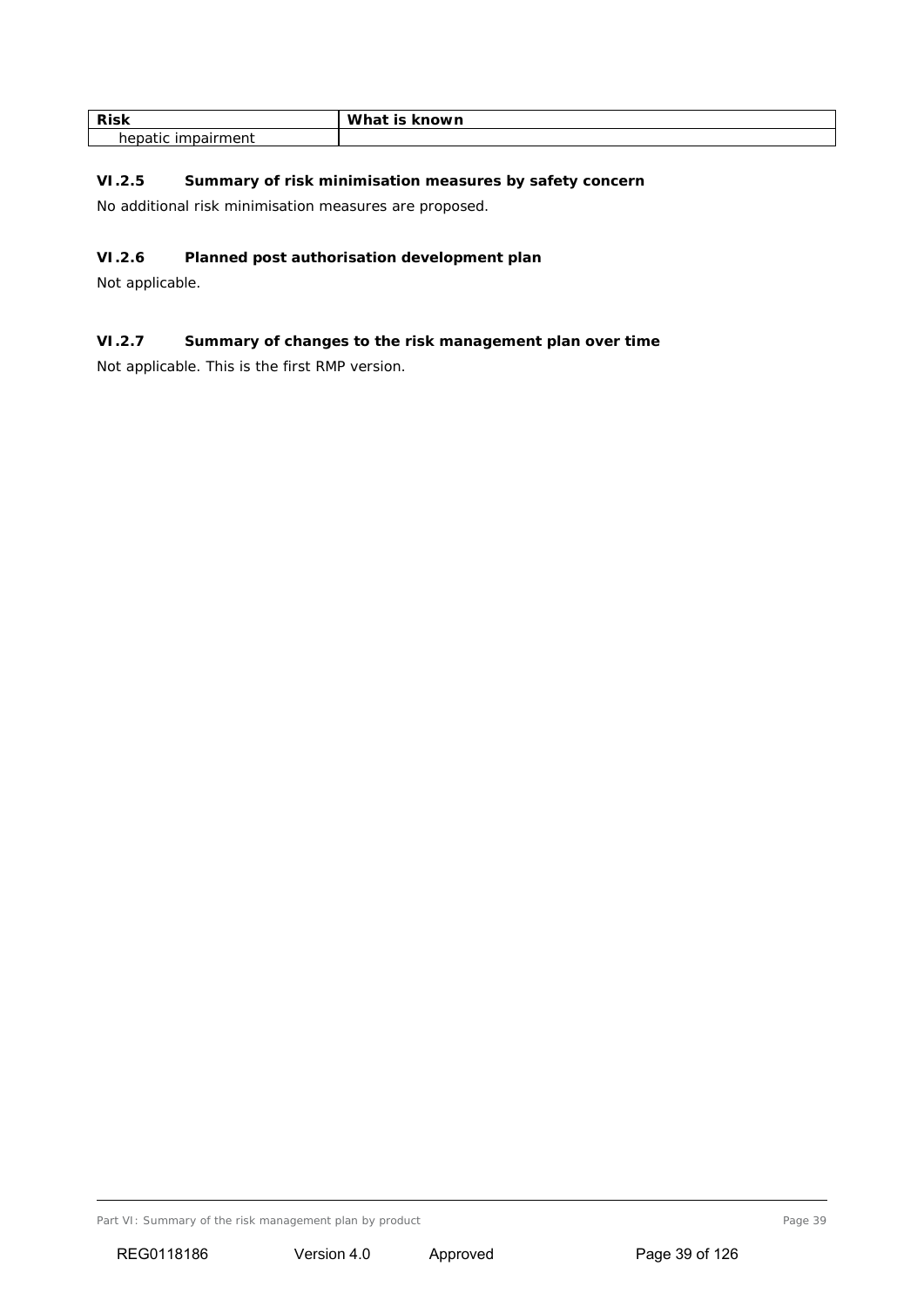| Risk | What is known |
| --- | --- |
| hepatic impairment | |

### VI.2.5 Summary of risk minimisation measures by safety concern

No additional risk minimisation measures are proposed.

### VI.2.6 Planned post authorisation development plan

Not applicable.

### VI.2.7 Summary of changes to the risk management plan over time

Not applicable. This is the first RMP version.